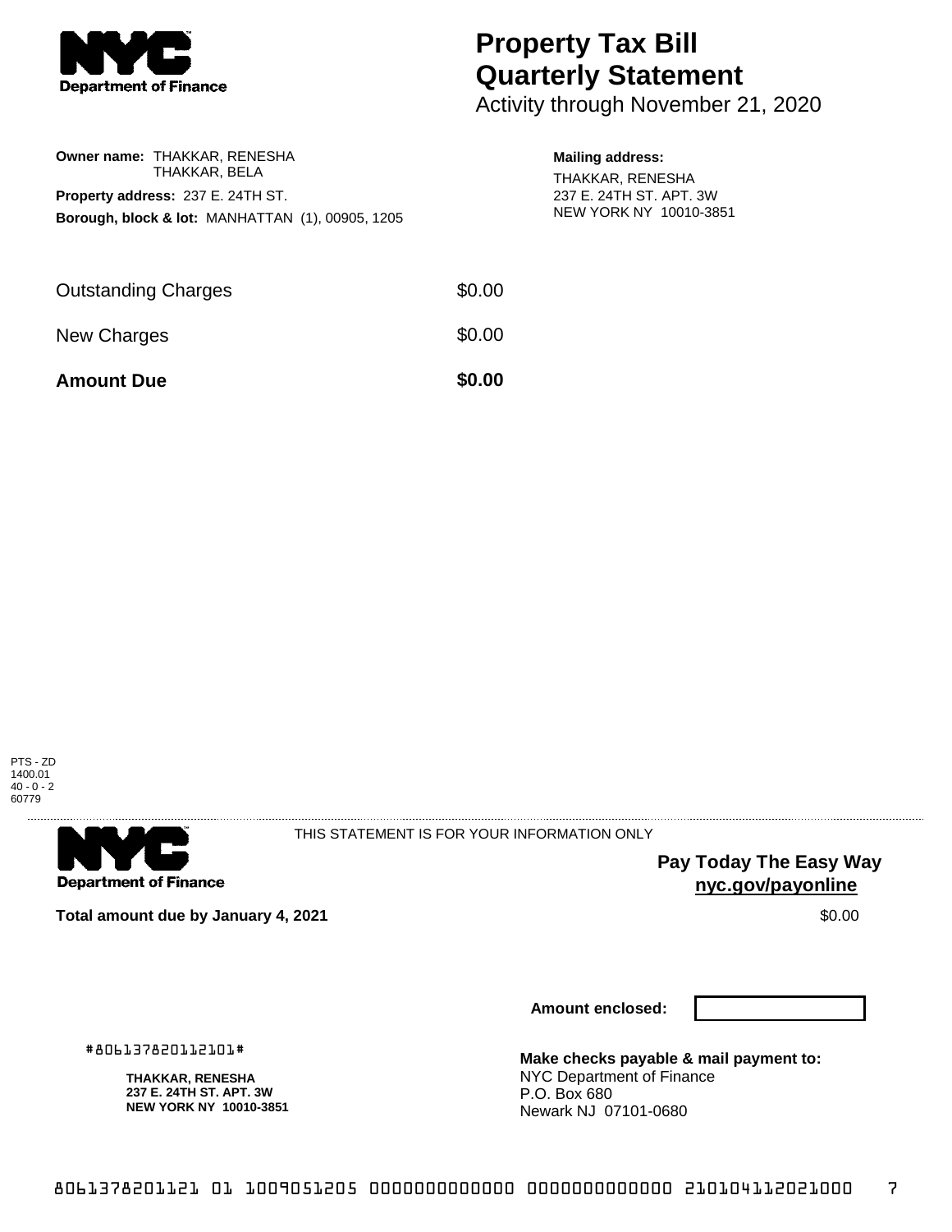NYC Department of Finance

# Property Tax Bill Quarterly Statement

Activity through November 21, 2020

**Owner name:** THAKKAR, RENESHA
THAKKAR, BELA

**Property address:** 237 E. 24TH ST.

**Borough, block & lot:** MANHATTAN (1), 00905, 1205

**Mailing address:**
THAKKAR, RENESHA
237 E. 24TH ST. APT. 3W
NEW YORK NY 10010-3851

| | |
|---|---|
| Outstanding Charges | $0.00 |
| New Charges | $0.00 |
| **Amount Due** | **$0.00** |

PTS - ZD
1400.01
40 - 0 - 2
60779

NYC Department of Finance

THIS STATEMENT IS FOR YOUR INFORMATION ONLY

**Pay Today The Easy Way**
**nyc.gov/payonline**

**Total amount due by January 4, 2021** $0.00

**Amount enclosed:**

#806137820112101#

**THAKKAR, RENESHA**
**237 E. 24TH ST. APT. 3W**
**NEW YORK NY 10010-3851**

**Make checks payable & mail payment to:**
NYC Department of Finance
P.O. Box 680
Newark NJ 07101-0680

8061378201121 01 1009051205 0000000000000 0000000000000 210104112021000 7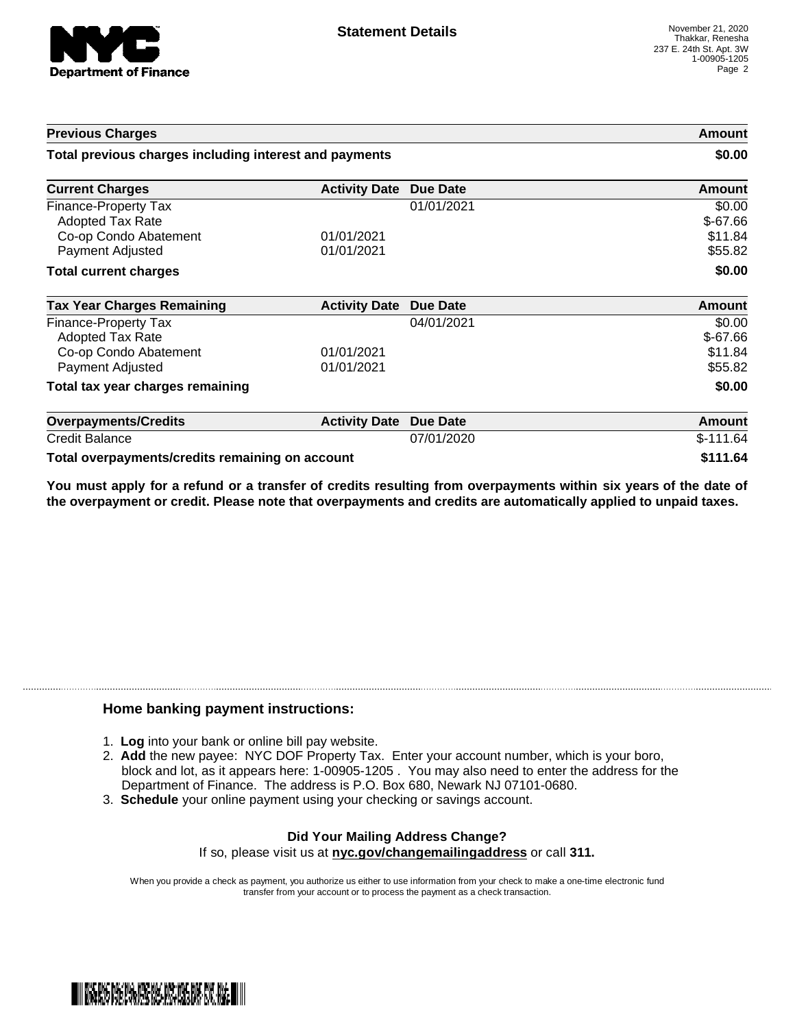# Statement Details

November 21, 2020
Thakkar, Renesha
237 E. 24th St. Apt. 3W
1-00905-1205

| Previous Charges | | | Amount |
|---|---|---|---|
| **Total previous charges including interest and payments** | | | **$0.00** |

| Current Charges | Activity Date | Due Date | Amount |
|---|---|---|---|
| Finance-Property Tax | | 01/01/2021 | $0.00 |
| Adopted Tax Rate | | | $-67.66 |
| Co-op Condo Abatement | 01/01/2021 | | $11.84 |
| Payment Adjusted | 01/01/2021 | | $55.82 |
| **Total current charges** | | | **$0.00** |

| Tax Year Charges Remaining | Activity Date | Due Date | Amount |
|---|---|---|---|
| Finance-Property Tax | | 04/01/2021 | $0.00 |
| Adopted Tax Rate | | | $-67.66 |
| Co-op Condo Abatement | 01/01/2021 | | $11.84 |
| Payment Adjusted | 01/01/2021 | | $55.82 |
| **Total tax year charges remaining** | | | **$0.00** |

| Overpayments/Credits | Activity Date | Due Date | Amount |
|---|---|---|---|
| Credit Balance | | 07/01/2020 | $-111.64 |
| **Total overpayments/credits remaining on account** | | | **$111.64** |

**You must apply for a refund or a transfer of credits resulting from overpayments within six years of the date of the overpayment or credit. Please note that overpayments and credits are automatically applied to unpaid taxes.**

## Home banking payment instructions:

1. **Log** into your bank or online bill pay website.
2. **Add** the new payee: NYC DOF Property Tax. Enter your account number, which is your boro, block and lot, as it appears here: 1-00905-1205 . You may also need to enter the address for the Department of Finance. The address is P.O. Box 680, Newark NJ 07101-0680.
3. **Schedule** your online payment using your checking or savings account.

**Did Your Mailing Address Change?**
If so, please visit us at **nyc.gov/changemailingaddress** or call **311.**

When you provide a check as payment, you authorize us either to use information from your check to make a one-time electronic fund transfer from your account or to process the payment as a check transaction.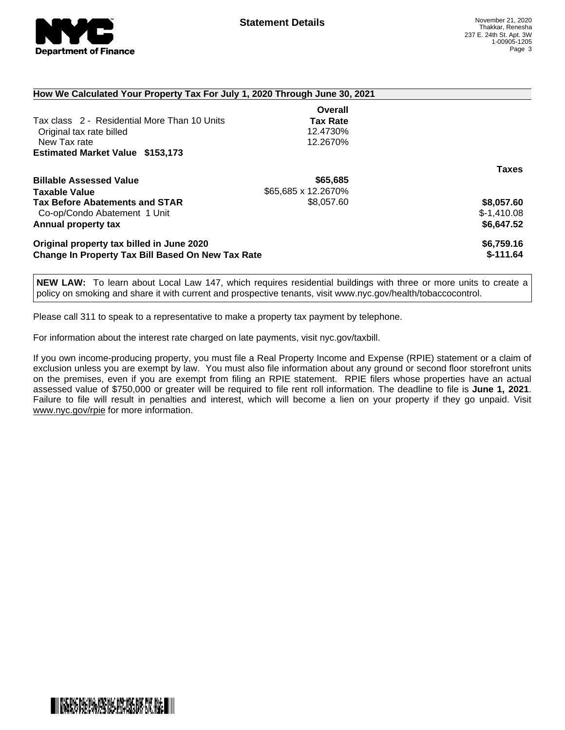## Statement Details

November 21, 2020
Thakkar, Renesha
237 E. 24th St. Apt. 3W
1-00905-1205

### How We Calculated Your Property Tax For July 1, 2020 Through June 30, 2021

| | Overall Tax Rate | |
|---|---|---|
| Tax class 2 - Residential More Than 10 Units | | |
| Original tax rate billed | 12.4730% | |
| New Tax rate | 12.2670% | |
| **Estimated Market Value $153,173** | | |
| | | **Taxes** |
| **Billable Assessed Value** | **$65,685** | |
| **Taxable Value** | $65,685 x 12.2670% | |
| **Tax Before Abatements and STAR** | $8,057.60 | **$8,057.60** |
| Co-op/Condo Abatement 1 Unit | | $-1,410.08 |
| **Annual property tax** | | **$6,647.52** |
| **Original property tax billed in June 2020** | | **$6,759.16** |
| **Change In Property Tax Bill Based On New Tax Rate** | | **$-111.64** |

**NEW LAW:** To learn about Local Law 147, which requires residential buildings with three or more units to create a policy on smoking and share it with current and prospective tenants, visit www.nyc.gov/health/tobaccocontrol.

Please call 311 to speak to a representative to make a property tax payment by telephone.

For information about the interest rate charged on late payments, visit nyc.gov/taxbill.

If you own income-producing property, you must file a Real Property Income and Expense (RPIE) statement or a claim of exclusion unless you are exempt by law. You must also file information about any ground or second floor storefront units on the premises, even if you are exempt from filing an RPIE statement. RPIE filers whose properties have an actual assessed value of $750,000 or greater will be required to file rent roll information. The deadline to file is **June 1, 2021**. Failure to file will result in penalties and interest, which will become a lien on your property if they go unpaid. Visit www.nyc.gov/rpie for more information.